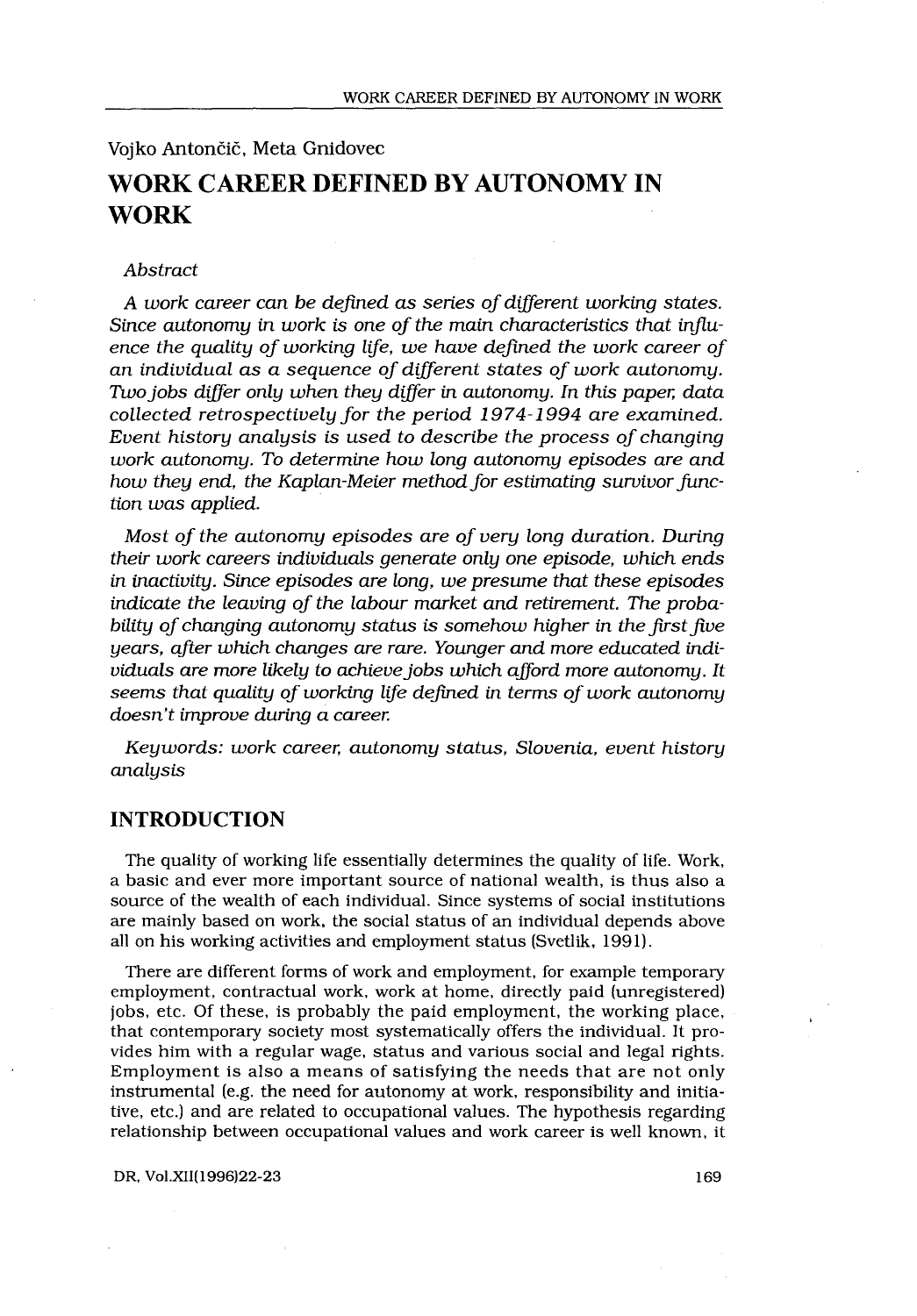Vojko Antončič, Meta Gnidovec

# WORK CAREER DEFINED BY AUTONOMY IN WORK

*Abstract*

*A work career can be defined as series of different working states. Since autonomy in work is one of the main characteristics that influence the quality of working life, we have defined the work career of an individual as a sequence of different states of work autonomy. Two jobs differ only when they differ in autonomy. In this paper, data collected retrospectively for the period 1974-1994 are examined. Event history analysis is used to describe the process of changing work autonomy. To determine how long autonomy episodes are and how they end, the Kaplan-Meier method for estimating survivor function was applied.*

*Most of the autonomy episodes are of very long duration. During their work careers individuals generate only one episode, which ends in inactivity. Since episodes are long, we presume that these episodes indicate the leaving of the labour market and retirement. The probability of changing autonomy status is somehow higher in the first five years, after which changes are rare. Younger and more educated individuals are more likely to achieve jobs which afford more autonomy. It seems that quality of working life defined in terms of work autonomy doesn't improve during a career.*

*Keywords: work career, autonomy status, Slovenia, event history analysis*

## INTRODUCTION

The quality of working life essentially determines the quality of life. Work, a basic and ever more important source of national wealth, is thus also a source of the wealth of each individual. Since systems of social institutions are mainly based on work, the social status of an individual depends above all on his working activities and employment status (Svetlik, 1991).

There are different forms of work and employment, for example temporary employment, contractual work, work at home, directly paid (unregistered) jobs, etc. Of these, is probably the paid employment, the working place, that contemporary society most systematically offers the individual. It provides him with a regular wage, status and various social and legal rights. Employment is also a means of satisfying the needs that are not only instrumental (e.g. the need for autonomy at work, responsibility and initiative, etc.) and are related to occupational values. The hypothesis regarding relationship between occupational values and work career is well known, it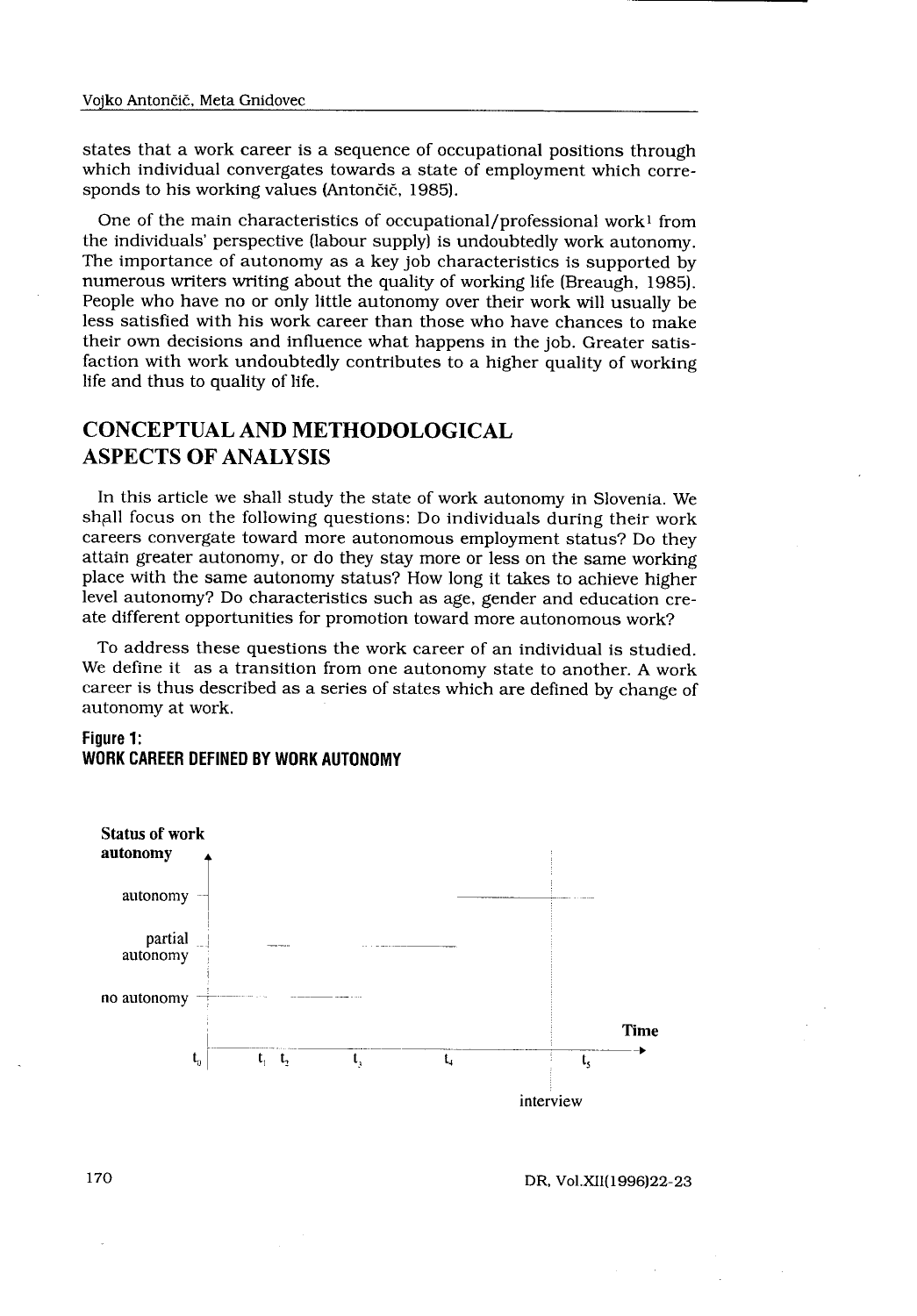states that a work career is a sequence of occupational positions through which individual convergates towards a state of employment which corresponds to his working values (Antončič, 1985).

One of the main characteristics of occupational/professional work[1] from the individuals' perspective (labour supply) is undoubtedly work autonomy. The importance of autonomy as a key job characteristics is supported by numerous writers writing about the quality of working life (Breaugh, 1985). People who have no or only little autonomy over their work will usually be less satisfied with his work career than those who have chances to make their own decisions and influence what happens in the job. Greater satisfaction with work undoubtedly contributes to a higher quality of working life and thus to quality of life.

## CONCEPTUAL AND METHODOLOGICAL ASPECTS OF ANALYSIS

In this article we shall study the state of work autonomy in Slovenia. We shall focus on the following questions: Do individuals during their work careers convergate toward more autonomous employment status? Do they attain greater autonomy, or do they stay more or less on the same working place with the same autonomy status? How long it takes to achieve higher level autonomy? Do characteristics such as age, gender and education create different opportunities for promotion toward more autonomous work?

To address these questions the work career of an individual is studied. We define it as a transition from one autonomy state to another. A work career is thus described as a series of states which are defined by change of autonomy at work.

**Figure 1:**
**WORK CAREER DEFINED BY WORK AUTONOMY**

Status of work autonomy: autonomy; partial autonomy; no autonomy

Time: $t_0$, $t_1$, $t_2$, $t_3$, $t_4$, $t_5$; interview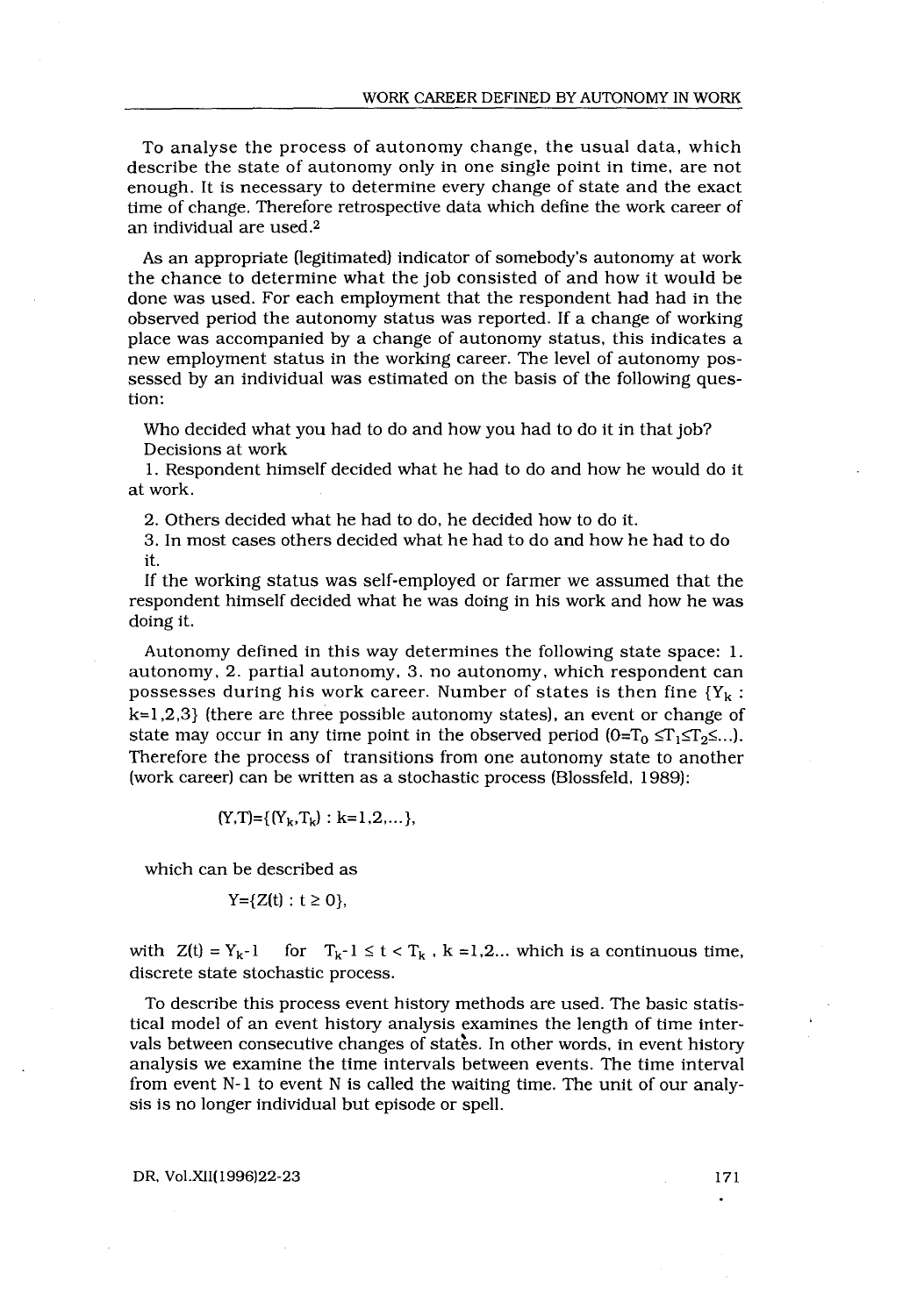To analyse the process of autonomy change, the usual data, which describe the state of autonomy only in one single point in time, are not enough. It is necessary to determine every change of state and the exact time of change. Therefore retrospective data which define the work career of an individual are used.[2]

As an appropriate (legitimated) indicator of somebody's autonomy at work the chance to determine what the job consisted of and how it would be done was used. For each employment that the respondent had had in the observed period the autonomy status was reported. If a change of working place was accompanied by a change of autonomy status, this indicates a new employment status in the working career. The level of autonomy possessed by an individual was estimated on the basis of the following question:

Who decided what you had to do and how you had to do it in that job?
Decisions at work

1. Respondent himself decided what he had to do and how he would do it at work.

2. Others decided what he had to do, he decided how to do it.

3. In most cases others decided what he had to do and how he had to do it.

If the working status was self-employed or farmer we assumed that the respondent himself decided what he was doing in his work and how he was doing it.

Autonomy defined in this way determines the following state space: 1. autonomy, 2. partial autonomy, 3. no autonomy, which respondent can possesses during his work career. Number of states is then fine $\{Y_k : k=1,2,3\}$ (there are three possible autonomy states), an event or change of state may occur in any time point in the observed period $(0=T_0 \leq T_1 \leq T_2 \leq \ldots)$. Therefore the process of transitions from one autonomy state to another (work career) can be written as a stochastic process (Blossfeld, 1989):

$$(Y,T)=\{(Y_k,T_k) : k=1,2,\ldots\},$$

which can be described as

$$Y=\{Z(t) : t \geq 0\},$$

with $Z(t) = Y_{k}\text{-}1$ for $T_k\text{-}1 \leq t < T_k$ , $k=1,2\ldots$ which is a continuous time, discrete state stochastic process.

To describe this process event history methods are used. The basic statistical model of an event history analysis examines the length of time intervals between consecutive changes of states. In other words, in event history analysis we examine the time intervals between events. The time interval from event N-1 to event N is called the waiting time. The unit of our analysis is no longer individual but episode or spell.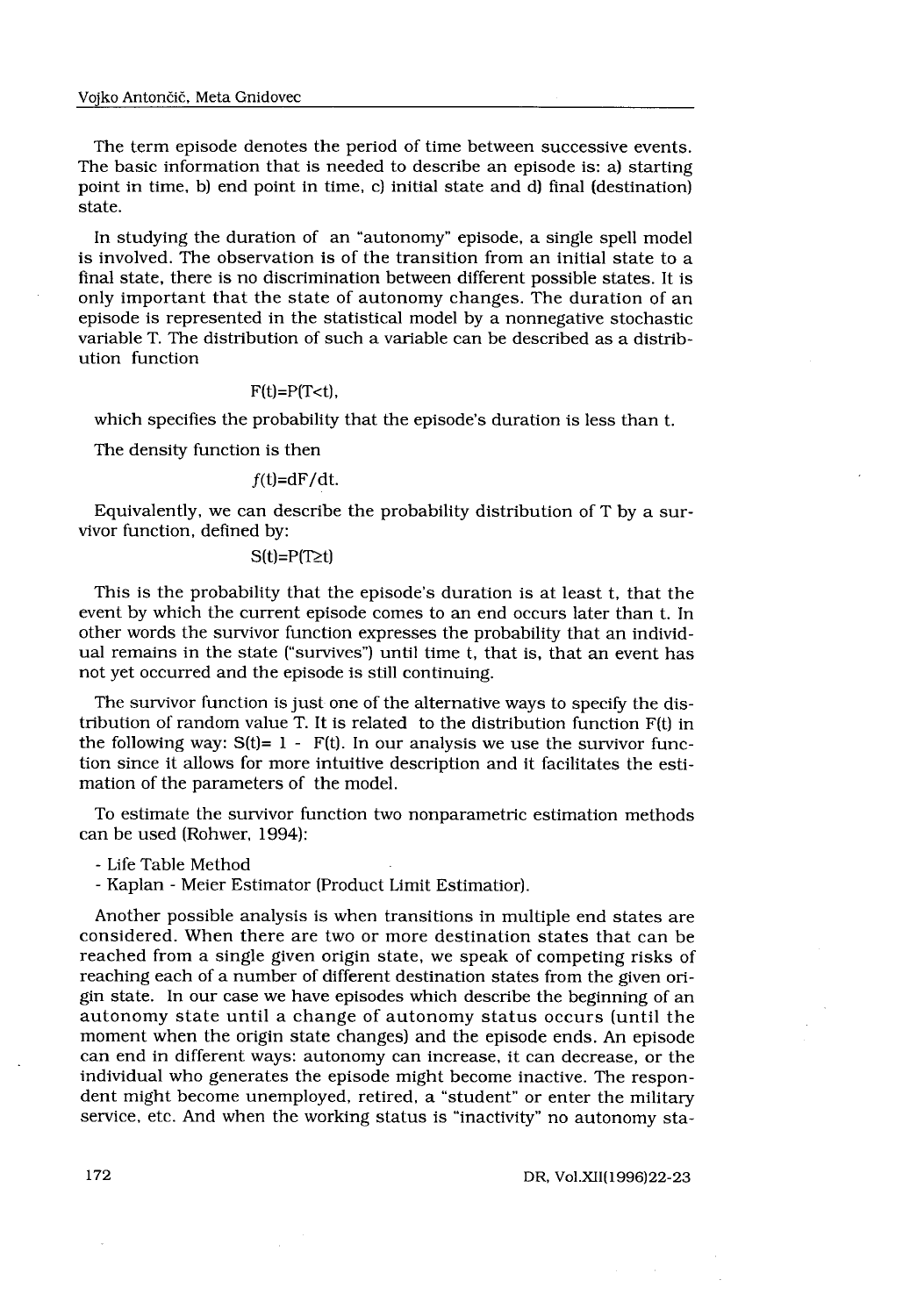The term episode denotes the period of time between successive events. The basic information that is needed to describe an episode is: a) starting point in time, b) end point in time, c) initial state and d) final (destination) state.

In studying the duration of an "autonomy" episode, a single spell model is involved. The observation is of the transition from an initial state to a final state, there is no discrimination between different possible states. It is only important that the state of autonomy changes. The duration of an episode is represented in the statistical model by a nonnegative stochastic variable T. The distribution of such a variable can be described as a distribution function

$$F(t)=P(T<t),$$

which specifies the probability that the episode's duration is less than t.

The density function is then

$$f(t)=dF/dt.$$

Equivalently, we can describe the probability distribution of T by a survivor function, defined by:

$$S(t)=P(T\geq t)$$

This is the probability that the episode's duration is at least t, that the event by which the current episode comes to an end occurs later than t. In other words the survivor function expresses the probability that an individual remains in the state ("survives") until time t, that is, that an event has not yet occurred and the episode is still continuing.

The survivor function is just one of the alternative ways to specify the distribution of random value T. It is related to the distribution function F(t) in the following way: $S(t)= 1 - F(t)$. In our analysis we use the survivor function since it allows for more intuitive description and it facilitates the estimation of the parameters of the model.

To estimate the survivor function two nonparametric estimation methods can be used (Rohwer, 1994):

- Life Table Method
- Kaplan - Meier Estimator (Product Limit Estimatior).

Another possible analysis is when transitions in multiple end states are considered. When there are two or more destination states that can be reached from a single given origin state, we speak of competing risks of reaching each of a number of different destination states from the given origin state. In our case we have episodes which describe the beginning of an autonomy state until a change of autonomy status occurs (until the moment when the origin state changes) and the episode ends. An episode can end in different ways: autonomy can increase, it can decrease, or the individual who generates the episode might become inactive. The respondent might become unemployed, retired, a "student" or enter the military service, etc. And when the working status is "inactivity" no autonomy sta-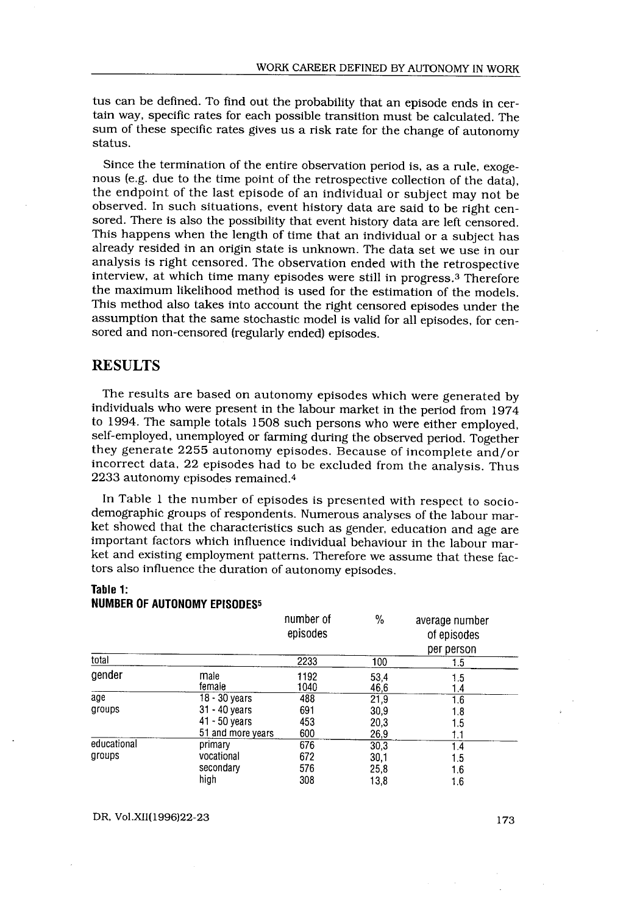tus can be defined. To find out the probability that an episode ends in certain way, specific rates for each possible transition must be calculated. The sum of these specific rates gives us a risk rate for the change of autonomy status.

Since the termination of the entire observation period is, as a rule, exogenous (e.g. due to the time point of the retrospective collection of the data), the endpoint of the last episode of an individual or subject may not be observed. In such situations, event history data are said to be right censored. There is also the possibility that event history data are left censored. This happens when the length of time that an individual or a subject has already resided in an origin state is unknown. The data set we use in our analysis is right censored. The observation ended with the retrospective interview, at which time many episodes were still in progress.[3] Therefore the maximum likelihood method is used for the estimation of the models. This method also takes into account the right censored episodes under the assumption that the same stochastic model is valid for all episodes, for censored and non-censored (regularly ended) episodes.

## RESULTS

The results are based on autonomy episodes which were generated by individuals who were present in the labour market in the period from 1974 to 1994. The sample totals 1508 such persons who were either employed, self-employed, unemployed or farming during the observed period. Together they generate 2255 autonomy episodes. Because of incomplete and/or incorrect data, 22 episodes had to be excluded from the analysis. Thus 2233 autonomy episodes remained.[4]

In Table 1 the number of episodes is presented with respect to sociodemographic groups of respondents. Numerous analyses of the labour market showed that the characteristics such as gender, education and age are important factors which influence individual behaviour in the labour market and existing employment patterns. Therefore we assume that these factors also influence the duration of autonomy episodes.

**Table 1:**
**NUMBER OF AUTONOMY EPISODES[5]**

| | | number of episodes | % | average number of episodes per person |
|---|---|---|---|---|
| total | | 2233 | 100 | 1.5 |
| gender | male | 1192 | 53,4 | 1.5 |
| | female | 1040 | 46,6 | 1.4 |
| age groups | 18 - 30 years | 488 | 21,9 | 1.6 |
| | 31 - 40 years | 691 | 30,9 | 1.8 |
| | 41 - 50 years | 453 | 20,3 | 1.5 |
| | 51 and more years | 600 | 26,9 | 1.1 |
| educational groups | primary | 676 | 30,3 | 1.4 |
| | vocational | 672 | 30,1 | 1.5 |
| | secondary | 576 | 25,8 | 1.6 |
| | high | 308 | 13,8 | 1.6 |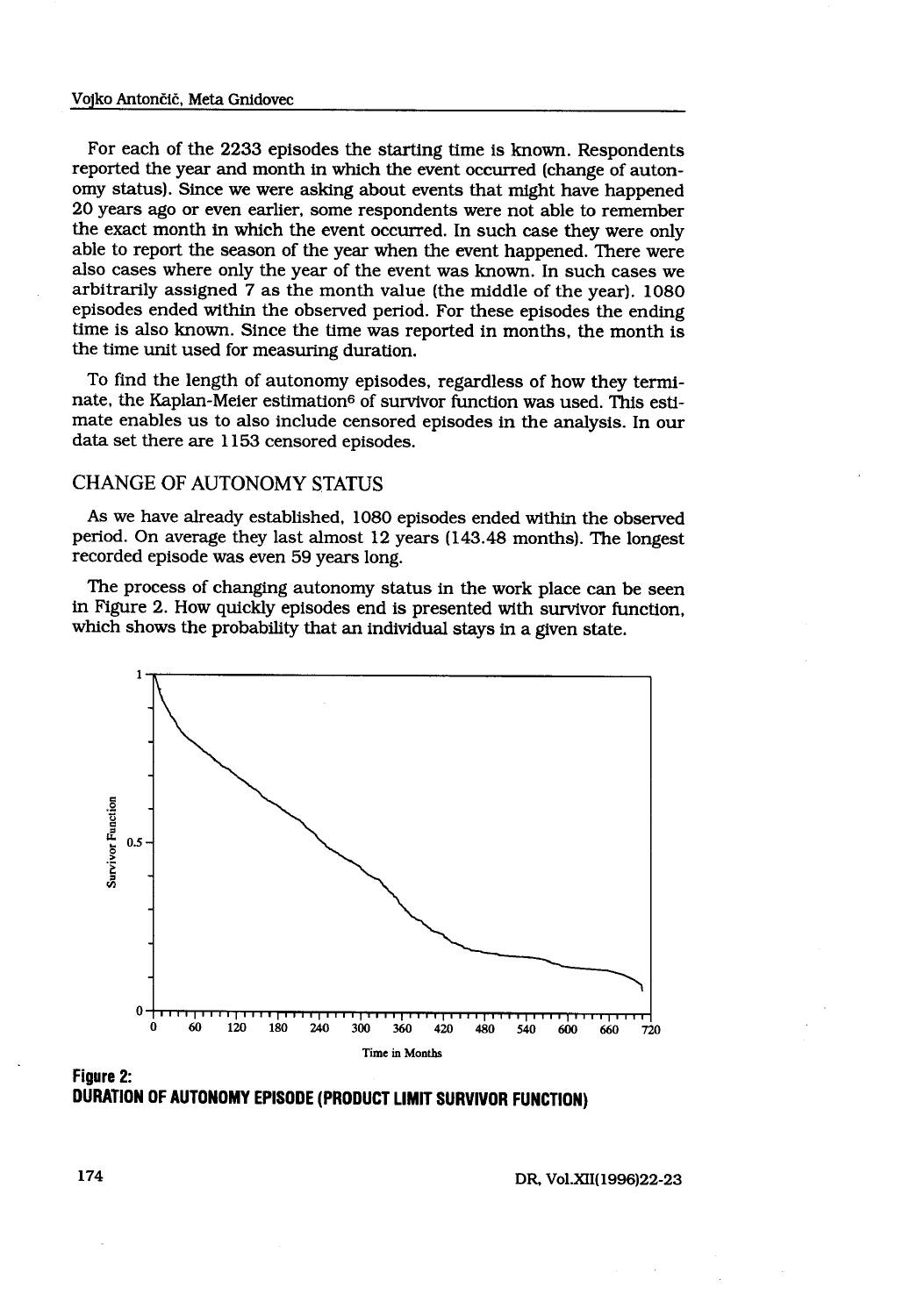For each of the 2233 episodes the starting time is known. Respondents reported the year and month in which the event occurred (change of autonomy status). Since we were asking about events that might have happened 20 years ago or even earlier, some respondents were not able to remember the exact month in which the event occurred. In such case they were only able to report the season of the year when the event happened. There were also cases where only the year of the event was known. In such cases we arbitrarily assigned 7 as the month value (the middle of the year). 1080 episodes ended within the observed period. For these episodes the ending time is also known. Since the time was reported in months, the month is the time unit used for measuring duration.

To find the length of autonomy episodes, regardless of how they terminate, the Kaplan-Meier estimation[6] of survivor function was used. This estimate enables us to also include censored episodes in the analysis. In our data set there are 1153 censored episodes.

## CHANGE OF AUTONOMY STATUS

As we have already established, 1080 episodes ended within the observed period. On average they last almost 12 years (143.48 months). The longest recorded episode was even 59 years long.

The process of changing autonomy status in the work place can be seen in Figure 2. How quickly episodes end is presented with survivor function, which shows the probability that an individual stays in a given state.

**Figure 2:**
**DURATION OF AUTONOMY EPISODE (PRODUCT LIMIT SURVIVOR FUNCTION)**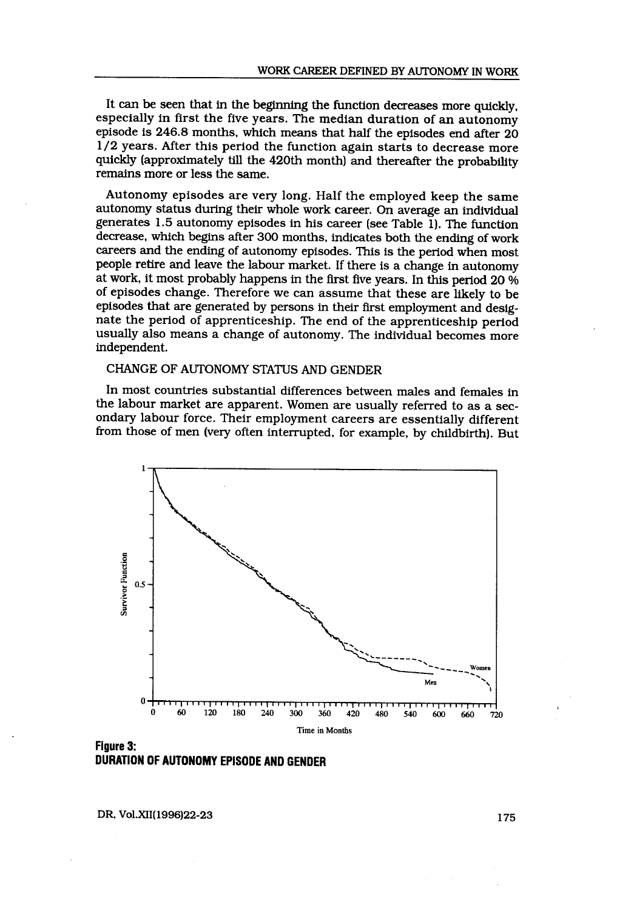It can be seen that in the beginning the function decreases more quickly, especially in first the five years. The median duration of an autonomy episode is 246.8 months, which means that half the episodes end after 20 1/2 years. After this period the function again starts to decrease more quickly (approximately till the 420th month) and thereafter the probability remains more or less the same.

Autonomy episodes are very long. Half the employed keep the same autonomy status during their whole work career. On average an individual generates 1.5 autonomy episodes in his career (see Table 1). The function decrease, which begins after 300 months, indicates both the ending of work careers and the ending of autonomy episodes. This is the period when most people retire and leave the labour market. If there is a change in autonomy at work, it most probably happens in the first five years. In this period 20 % of episodes change. Therefore we can assume that these are likely to be episodes that are generated by persons in their first employment and designate the period of apprenticeship. The end of the apprenticeship period usually also means a change of autonomy. The individual becomes more independent.

## CHANGE OF AUTONOMY STATUS AND GENDER

In most countries substantial differences between males and females in the labour market are apparent. Women are usually referred to as a secondary labour force. Their employment careers are essentially different from those of men (very often interrupted, for example, by childbirth). But

**Figure 3: DURATION OF AUTONOMY EPISODE AND GENDER**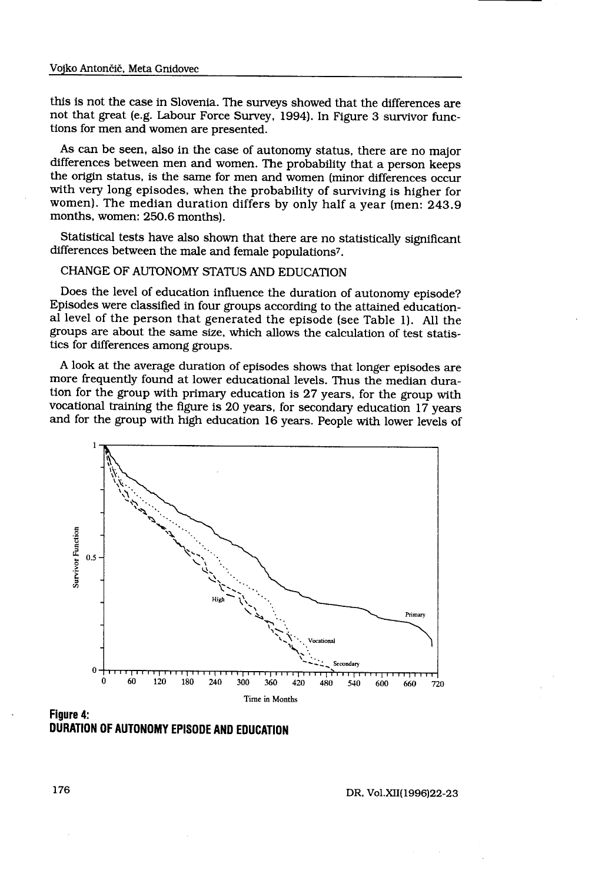this is not the case in Slovenia. The surveys showed that the differences are not that great (e.g. Labour Force Survey, 1994). In Figure 3 survivor functions for men and women are presented.

As can be seen, also in the case of autonomy status, there are no major differences between men and women. The probability that a person keeps the origin status, is the same for men and women (minor differences occur with very long episodes, when the probability of surviving is higher for women). The median duration differs by only half a year (men: 243.9 months, women: 250.6 months).

Statistical tests have also shown that there are no statistically significant differences between the male and female populations[7].

## CHANGE OF AUTONOMY STATUS AND EDUCATION

Does the level of education influence the duration of autonomy episode? Episodes were classified in four groups according to the attained educational level of the person that generated the episode (see Table 1). All the groups are about the same size, which allows the calculation of test statistics for differences among groups.

A look at the average duration of episodes shows that longer episodes are more frequently found at lower educational levels. Thus the median duration for the group with primary education is 27 years, for the group with vocational training the figure is 20 years, for secondary education 17 years and for the group with high education 16 years. People with lower levels of

**Figure 4:**
**DURATION OF AUTONOMY EPISODE AND EDUCATION**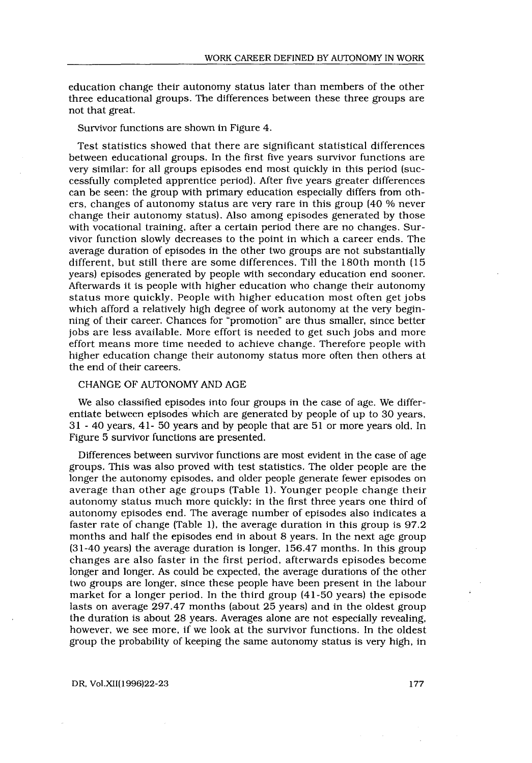education change their autonomy status later than members of the other three educational groups. The differences between these three groups are not that great.

Survivor functions are shown in Figure 4.

Test statistics showed that there are significant statistical differences between educational groups. In the first five years survivor functions are very similar: for all groups episodes end most quickly in this period (successfully completed apprentice period). After five years greater differences can be seen: the group with primary education especially differs from others, changes of autonomy status are very rare in this group (40 % never change their autonomy status). Also among episodes generated by those with vocational training, after a certain period there are no changes. Survivor function slowly decreases to the point in which a career ends. The average duration of episodes in the other two groups are not substantially different, but still there are some differences. Till the 180th month (15 years) episodes generated by people with secondary education end sooner. Afterwards it is people with higher education who change their autonomy status more quickly. People with higher education most often get jobs which afford a relatively high degree of work autonomy at the very beginning of their career. Chances for "promotion" are thus smaller, since better jobs are less available. More effort is needed to get such jobs and more effort means more time needed to achieve change. Therefore people with higher education change their autonomy status more often then others at the end of their careers.

## CHANGE OF AUTONOMY AND AGE

We also classified episodes into four groups in the case of age. We differentiate between episodes which are generated by people of up to 30 years, 31 - 40 years, 41- 50 years and by people that are 51 or more years old. In Figure 5 survivor functions are presented.

Differences between survivor functions are most evident in the case of age groups. This was also proved with test statistics. The older people are the longer the autonomy episodes, and older people generate fewer episodes on average than other age groups (Table 1). Younger people change their autonomy status much more quickly: in the first three years one third of autonomy episodes end. The average number of episodes also indicates a faster rate of change (Table 1), the average duration in this group is 97.2 months and half the episodes end in about 8 years. In the next age group (31-40 years) the average duration is longer, 156.47 months. In this group changes are also faster in the first period, afterwards episodes become longer and longer. As could be expected, the average durations of the other two groups are longer, since these people have been present in the labour market for a longer period. In the third group (41-50 years) the episode lasts on average 297.47 months (about 25 years) and in the oldest group the duration is about 28 years. Averages alone are not especially revealing, however, we see more, if we look at the survivor functions. In the oldest group the probability of keeping the same autonomy status is very high, in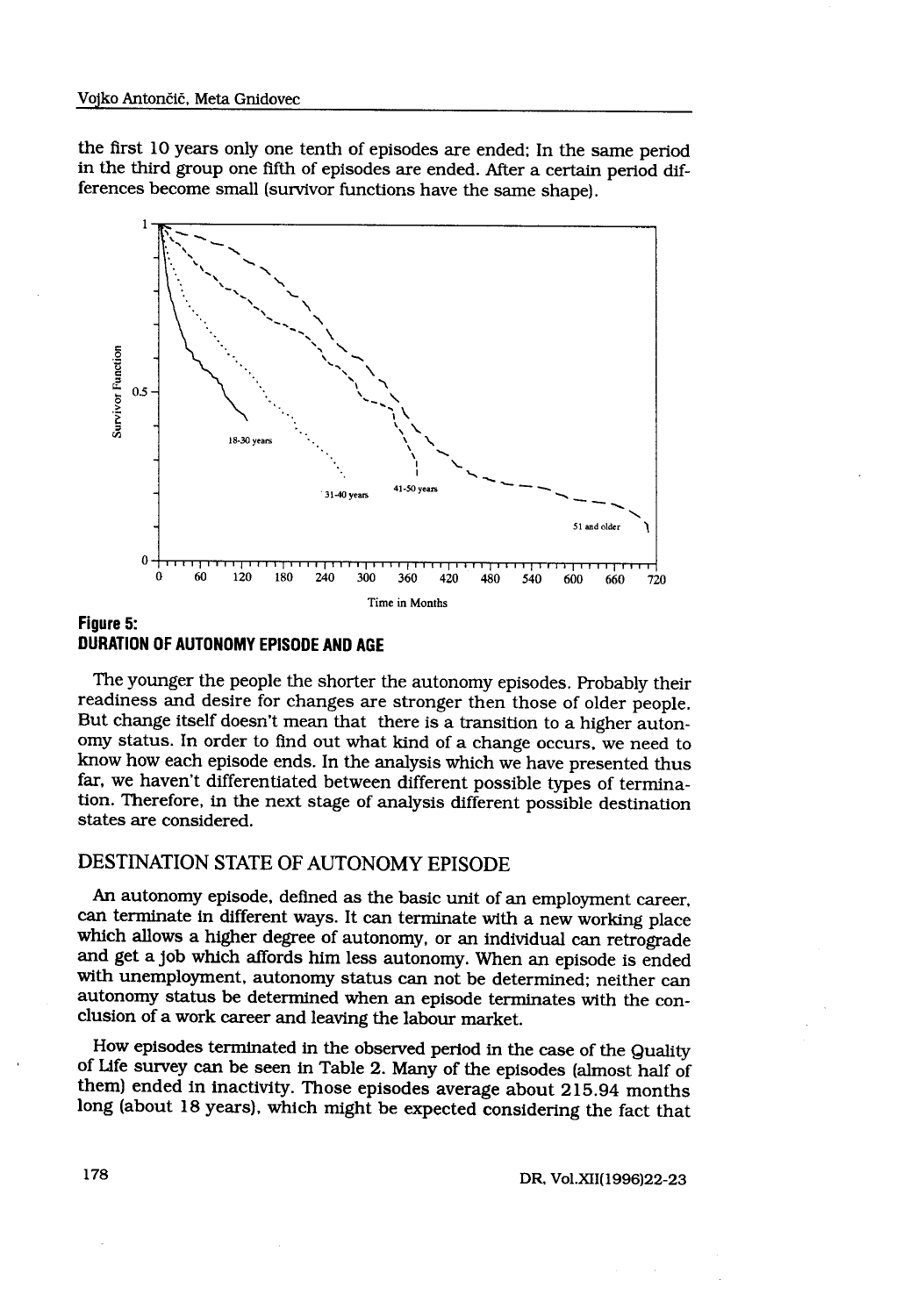the first 10 years only one tenth of episodes are ended; In the same period in the third group one fifth of episodes are ended. After a certain period differences become small (survivor functions have the same shape).

**Figure 5:**
**DURATION OF AUTONOMY EPISODE AND AGE**

The younger the people the shorter the autonomy episodes. Probably their readiness and desire for changes are stronger then those of older people. But change itself doesn't mean that there is a transition to a higher autonomy status. In order to find out what kind of a change occurs, we need to know how each episode ends. In the analysis which we have presented thus far, we haven't differentiated between different possible types of termination. Therefore, in the next stage of analysis different possible destination states are considered.

## DESTINATION STATE OF AUTONOMY EPISODE

An autonomy episode, defined as the basic unit of an employment career, can terminate in different ways. It can terminate with a new working place which allows a higher degree of autonomy, or an individual can retrograde and get a job which affords him less autonomy. When an episode is ended with unemployment, autonomy status can not be determined; neither can autonomy status be determined when an episode terminates with the conclusion of a work career and leaving the labour market.

How episodes terminated in the observed period in the case of the Quality of Life survey can be seen in Table 2. Many of the episodes (almost half of them) ended in inactivity. Those episodes average about 215.94 months long (about 18 years), which might be expected considering the fact that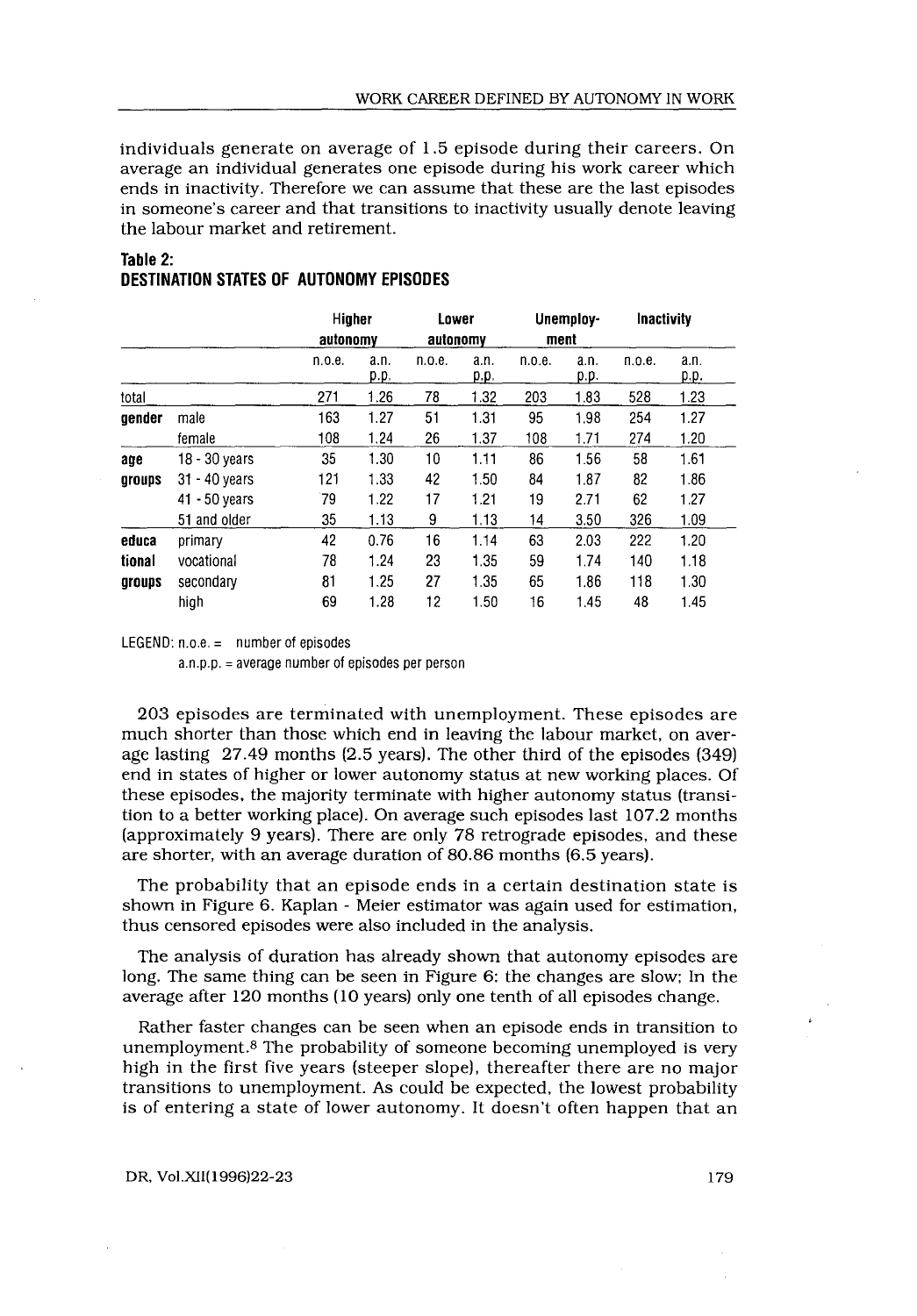individuals generate on average of 1.5 episode during their careers. On average an individual generates one episode during his work career which ends in inactivity. Therefore we can assume that these are the last episodes in someone's career and that transitions to inactivity usually denote leaving the labour market and retirement.

**Table 2:**
**DESTINATION STATES OF AUTONOMY EPISODES**

| | | Higher autonomy | | Lower autonomy | | Unemploy-ment | | Inactivity | |
|---|---|---|---|---|---|---|---|---|---|
| | | n.o.e. | a.n. p.p. | n.o.e. | a.n. p.p. | n.o.e. | a.n. p.p. | n.o.e. | a.n. p.p. |
| total | | 271 | 1.26 | 78 | 1.32 | 203 | 1.83 | 528 | 1.23 |
| **gender** | male | 163 | 1.27 | 51 | 1.31 | 95 | 1.98 | 254 | 1.27 |
| | female | 108 | 1.24 | 26 | 1.37 | 108 | 1.71 | 274 | 1.20 |
| **age groups** | 18 - 30 years | 35 | 1.30 | 10 | 1.11 | 86 | 1.56 | 58 | 1.61 |
| | 31 - 40 years | 121 | 1.33 | 42 | 1.50 | 84 | 1.87 | 82 | 1.86 |
| | 41 - 50 years | 79 | 1.22 | 17 | 1.21 | 19 | 2.71 | 62 | 1.27 |
| | 51 and older | 35 | 1.13 | 9 | 1.13 | 14 | 3.50 | 326 | 1.09 |
| **educational groups** | primary | 42 | 0.76 | 16 | 1.14 | 63 | 2.03 | 222 | 1.20 |
| | vocational | 78 | 1.24 | 23 | 1.35 | 59 | 1.74 | 140 | 1.18 |
| | secondary | 81 | 1.25 | 27 | 1.35 | 65 | 1.86 | 118 | 1.30 |
| | high | 69 | 1.28 | 12 | 1.50 | 16 | 1.45 | 48 | 1.45 |

LEGEND: n.o.e. = number of episodes
a.n.p.p. = average number of episodes per person

203 episodes are terminated with unemployment. These episodes are much shorter than those which end in leaving the labour market, on average lasting 27.49 months (2.5 years). The other third of the episodes (349) end in states of higher or lower autonomy status at new working places. Of these episodes, the majority terminate with higher autonomy status (transition to a better working place). On average such episodes last 107.2 months (approximately 9 years). There are only 78 retrograde episodes, and these are shorter, with an average duration of 80.86 months (6.5 years).

The probability that an episode ends in a certain destination state is shown in Figure 6. Kaplan - Meier estimator was again used for estimation, thus censored episodes were also included in the analysis.

The analysis of duration has already shown that autonomy episodes are long. The same thing can be seen in Figure 6: the changes are slow; In the average after 120 months (10 years) only one tenth of all episodes change.

Rather faster changes can be seen when an episode ends in transition to unemployment.[8] The probability of someone becoming unemployed is very high in the first five years (steeper slope), thereafter there are no major transitions to unemployment. As could be expected, the lowest probability is of entering a state of lower autonomy. It doesn't often happen that an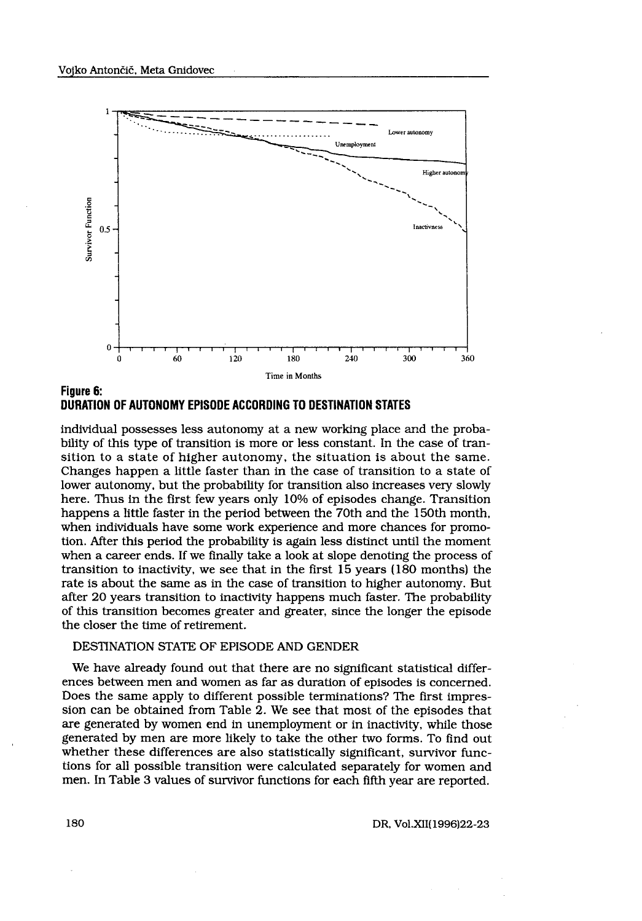**Figure 6:**
**DURATION OF AUTONOMY EPISODE ACCORDING TO DESTINATION STATES**

individual possesses less autonomy at a new working place and the probability of this type of transition is more or less constant. In the case of transition to a state of higher autonomy, the situation is about the same. Changes happen a little faster than in the case of transition to a state of lower autonomy, but the probability for transition also increases very slowly here. Thus in the first few years only 10% of episodes change. Transition happens a little faster in the period between the 70th and the 150th month, when individuals have some work experience and more chances for promotion. After this period the probability is again less distinct until the moment when a career ends. If we finally take a look at slope denoting the process of transition to inactivity, we see that in the first 15 years (180 months) the rate is about the same as in the case of transition to higher autonomy. But after 20 years transition to inactivity happens much faster. The probability of this transition becomes greater and greater, since the longer the episode the closer the time of retirement.

DESTINATION STATE OF EPISODE AND GENDER

We have already found out that there are no significant statistical differences between men and women as far as duration of episodes is concerned. Does the same apply to different possible terminations? The first impression can be obtained from Table 2. We see that most of the episodes that are generated by women end in unemployment or in inactivity, while those generated by men are more likely to take the other two forms. To find out whether these differences are also statistically significant, survivor functions for all possible transition were calculated separately for women and men. In Table 3 values of survivor functions for each fifth year are reported.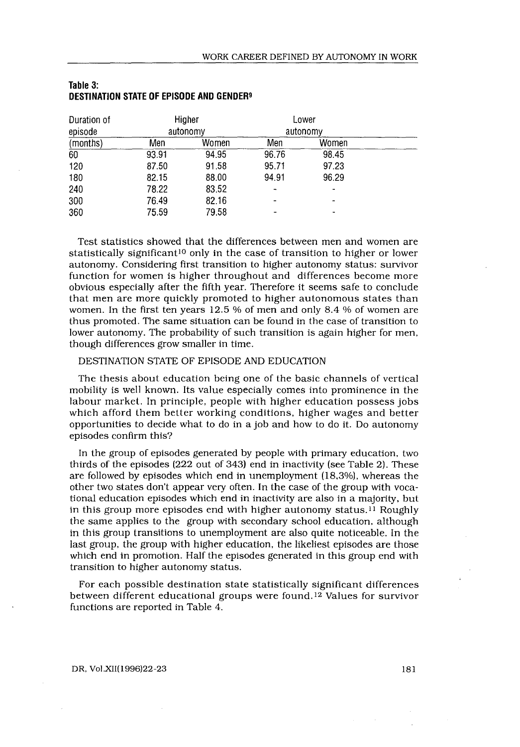**Table 3:**
**DESTINATION STATE OF EPISODE AND GENDER**[9]

| Duration of episode | Higher autonomy | | Lower autonomy | |
|---|---|---|---|---|
| (months) | Men | Women | Men | Women |
| 60 | 93.91 | 94.95 | 96.76 | 98.45 |
| 120 | 87.50 | 91.58 | 95.71 | 97.23 |
| 180 | 82.15 | 88.00 | 94.91 | 96.29 |
| 240 | 78.22 | 83.52 | - | - |
| 300 | 76.49 | 82.16 | - | - |
| 360 | 75.59 | 79.58 | - | - |

Test statistics showed that the differences between men and women are statistically significant[10] only in the case of transition to higher or lower autonomy. Considering first transition to higher autonomy status: survivor function for women is higher throughout and differences become more obvious especially after the fifth year. Therefore it seems safe to conclude that men are more quickly promoted to higher autonomous states than women. In the first ten years 12.5 % of men and only 8.4 % of women are thus promoted. The same situation can be found in the case of transition to lower autonomy. The probability of such transition is again higher for men, though differences grow smaller in time.

DESTINATION STATE OF EPISODE AND EDUCATION

The thesis about education being one of the basic channels of vertical mobility is well known. Its value especially comes into prominence in the labour market. In principle, people with higher education possess jobs which afford them better working conditions, higher wages and better opportunities to decide what to do in a job and how to do it. Do autonomy episodes confirm this?

In the group of episodes generated by people with primary education, two thirds of the episodes (222 out of 343) end in inactivity (see Table 2). These are followed by episodes which end in unemployment (18,3%), whereas the other two states don't appear very often. In the case of the group with vocational education episodes which end in inactivity are also in a majority, but in this group more episodes end with higher autonomy status.[11] Roughly the same applies to the group with secondary school education, although in this group transitions to unemployment are also quite noticeable. In the last group, the group with higher education, the likeliest episodes are those which end in promotion. Half the episodes generated in this group end with transition to higher autonomy status.

For each possible destination state statistically significant differences between different educational groups were found.[12] Values for survivor functions are reported in Table 4.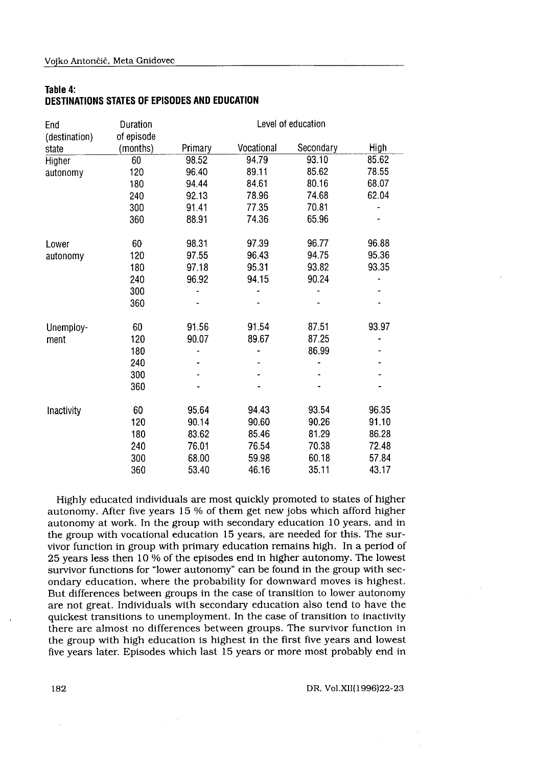**Table 4:**
**DESTINATIONS STATES OF EPISODES AND EDUCATION**

| End (destination) state | Duration of episode (months) | Level of education | | | |
|---|---|---|---|---|---|
| | | Primary | Vocational | Secondary | High |
| Higher autonomy | 60 | 98.52 | 94.79 | 93.10 | 85.62 |
| | 120 | 96.40 | 89.11 | 85.62 | 78.55 |
| | 180 | 94.44 | 84.61 | 80.16 | 68.07 |
| | 240 | 92.13 | 78.96 | 74.68 | 62.04 |
| | 300 | 91.41 | 77.35 | 70.81 | - |
| | 360 | 88.91 | 74.36 | 65.96 | - |
| Lower autonomy | 60 | 98.31 | 97.39 | 96.77 | 96.88 |
| | 120 | 97.55 | 96.43 | 94.75 | 95.36 |
| | 180 | 97.18 | 95.31 | 93.82 | 93.35 |
| | 240 | 96.92 | 94.15 | 90.24 | - |
| | 300 | - | - | - | - |
| | 360 | - | - | - | - |
| Unemploy-ment | 60 | 91.56 | 91.54 | 87.51 | 93.97 |
| | 120 | 90.07 | 89.67 | 87.25 | - |
| | 180 | - | - | 86.99 | - |
| | 240 | - | - | - | - |
| | 300 | - | - | - | - |
| | 360 | - | - | - | - |
| Inactivity | 60 | 95.64 | 94.43 | 93.54 | 96.35 |
| | 120 | 90.14 | 90.60 | 90.26 | 91.10 |
| | 180 | 83.62 | 85.46 | 81.29 | 86.28 |
| | 240 | 76.01 | 76.54 | 70.38 | 72.48 |
| | 300 | 68.00 | 59.98 | 60.18 | 57.84 |
| | 360 | 53.40 | 46.16 | 35.11 | 43.17 |

Highly educated individuals are most quickly promoted to states of higher autonomy. After five years 15 % of them get new jobs which afford higher autonomy at work. In the group with secondary education 10 years, and in the group with vocational education 15 years, are needed for this. The survivor function in group with primary education remains high. In a period of 25 years less then 10 % of the episodes end in higher autonomy. The lowest survivor functions for "lower autonomy" can be found in the group with secondary education, where the probability for downward moves is highest. But differences between groups in the case of transition to lower autonomy are not great. Individuals with secondary education also tend to have the quickest transitions to unemployment. In the case of transition to inactivity there are almost no differences between groups. The survivor function in the group with high education is highest in the first five years and lowest five years later. Episodes which last 15 years or more most probably end in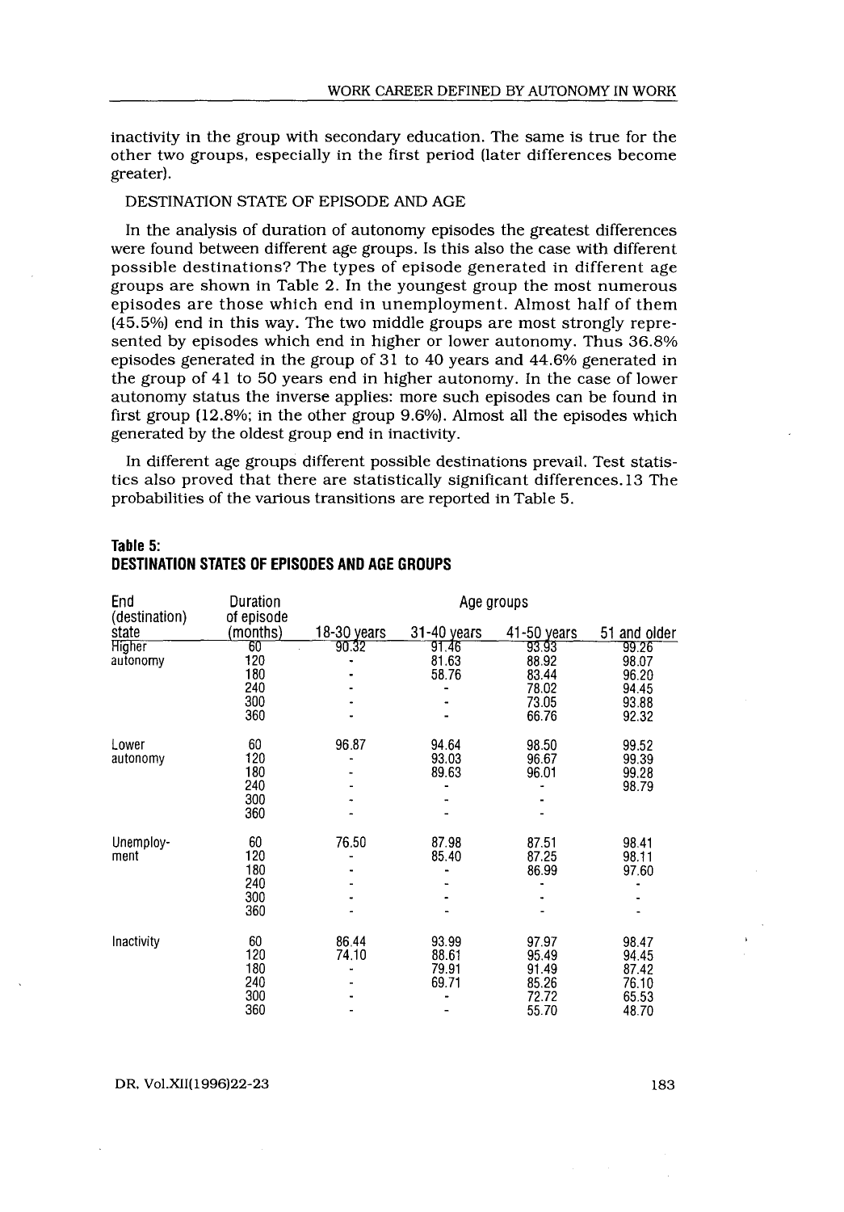inactivity in the group with secondary education. The same is true for the other two groups, especially in the first period (later differences become greater).

DESTINATION STATE OF EPISODE AND AGE

In the analysis of duration of autonomy episodes the greatest differences were found between different age groups. Is this also the case with different possible destinations? The types of episode generated in different age groups are shown in Table 2. In the youngest group the most numerous episodes are those which end in unemployment. Almost half of them (45.5%) end in this way. The two middle groups are most strongly represented by episodes which end in higher or lower autonomy. Thus 36.8% episodes generated in the group of 31 to 40 years and 44.6% generated in the group of 41 to 50 years end in higher autonomy. In the case of lower autonomy status the inverse applies: more such episodes can be found in first group (12.8%; in the other group 9.6%). Almost all the episodes which generated by the oldest group end in inactivity.

In different age groups different possible destinations prevail. Test statistics also proved that there are statistically significant differences.13 The probabilities of the various transitions are reported in Table 5.

**Table 5: DESTINATION STATES OF EPISODES AND AGE GROUPS**

| End (destination) state | Duration of episode (months) | Age groups | | | |
|---|---|---|---|---|---|
| | | 18-30 years | 31-40 years | 41-50 years | 51 and older |
| Higher autonomy | 60 | 90.32 | 91.46 | 93.93 | 99.26 |
| | 120 | - | 81.63 | 88.92 | 98.07 |
| | 180 | - | 58.76 | 83.44 | 96.20 |
| | 240 | - | - | 78.02 | 94.45 |
| | 300 | - | - | 73.05 | 93.88 |
| | 360 | - | - | 66.76 | 92.32 |
| Lower autonomy | 60 | 96.87 | 94.64 | 98.50 | 99.52 |
| | 120 | - | 93.03 | 96.67 | 99.39 |
| | 180 | - | 89.63 | 96.01 | 99.28 |
| | 240 | - | - | - | 98.79 |
| | 300 | - | - | - | |
| | 360 | - | - | - | |
| Unemployment | 60 | 76.50 | 87.98 | 87.51 | 98.41 |
| | 120 | - | 85.40 | 87.25 | 98.11 |
| | 180 | - | - | 86.99 | 97.60 |
| | 240 | - | - | - | - |
| | 300 | - | - | - | - |
| | 360 | - | - | - | - |
| Inactivity | 60 | 86.44 | 93.99 | 97.97 | 98.47 |
| | 120 | 74.10 | 88.61 | 95.49 | 94.45 |
| | 180 | - | 79.91 | 91.49 | 87.42 |
| | 240 | - | 69.71 | 85.26 | 76.10 |
| | 300 | - | - | 72.72 | 65.53 |
| | 360 | - | - | 55.70 | 48.70 |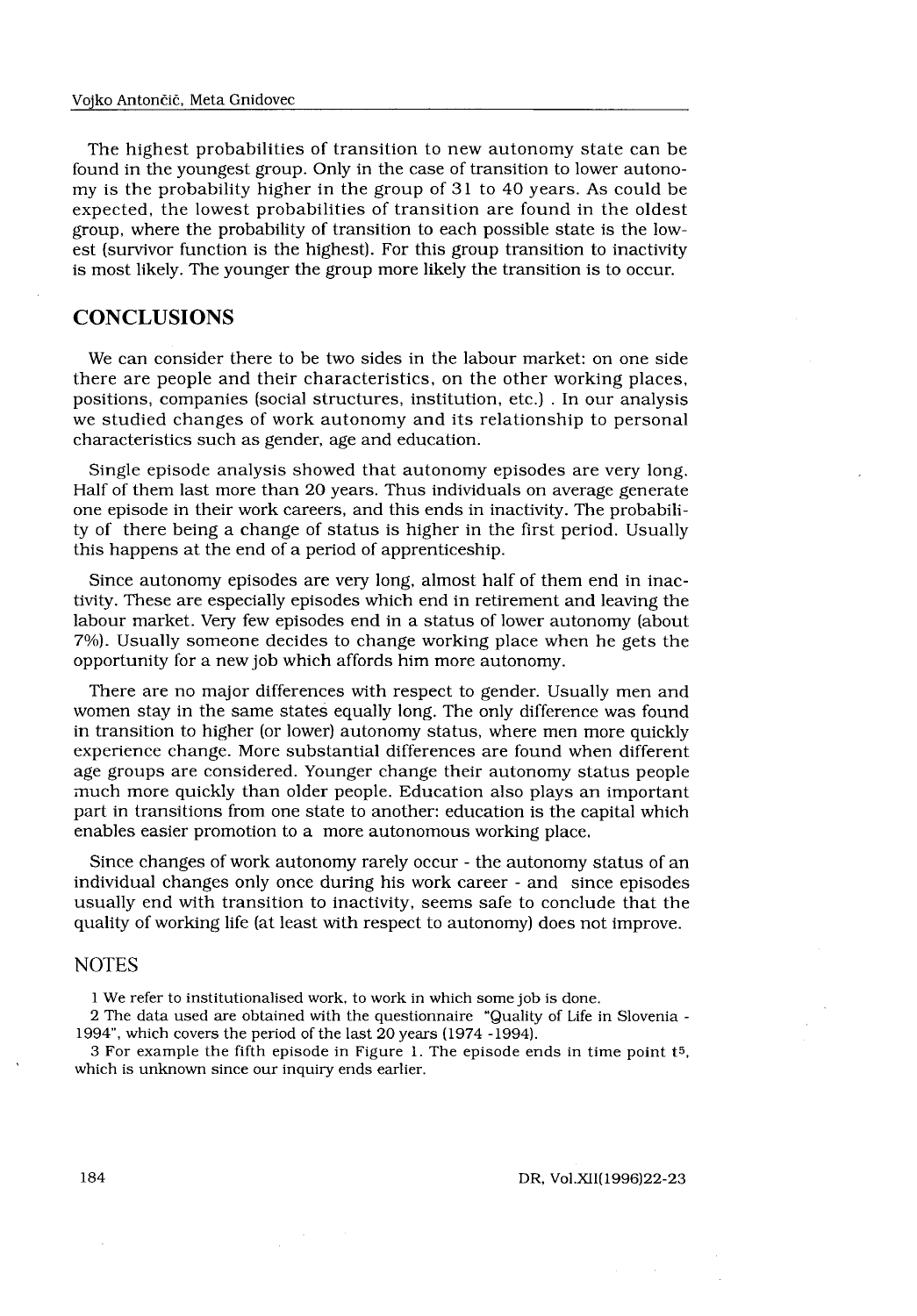The highest probabilities of transition to new autonomy state can be found in the youngest group. Only in the case of transition to lower autonomy is the probability higher in the group of 31 to 40 years. As could be expected, the lowest probabilities of transition are found in the oldest group, where the probability of transition to each possible state is the lowest (survivor function is the highest). For this group transition to inactivity is most likely. The younger the group more likely the transition is to occur.

## CONCLUSIONS

We can consider there to be two sides in the labour market: on one side there are people and their characteristics, on the other working places, positions, companies (social structures, institution, etc.) . In our analysis we studied changes of work autonomy and its relationship to personal characteristics such as gender, age and education.

Single episode analysis showed that autonomy episodes are very long. Half of them last more than 20 years. Thus individuals on average generate one episode in their work careers, and this ends in inactivity. The probability of there being a change of status is higher in the first period. Usually this happens at the end of a period of apprenticeship.

Since autonomy episodes are very long, almost half of them end in inactivity. These are especially episodes which end in retirement and leaving the labour market. Very few episodes end in a status of lower autonomy (about 7%). Usually someone decides to change working place when he gets the opportunity for a new job which affords him more autonomy.

There are no major differences with respect to gender. Usually men and women stay in the same states equally long. The only difference was found in transition to higher (or lower) autonomy status, where men more quickly experience change. More substantial differences are found when different age groups are considered. Younger change their autonomy status people much more quickly than older people. Education also plays an important part in transitions from one state to another: education is the capital which enables easier promotion to a more autonomous working place.

Since changes of work autonomy rarely occur - the autonomy status of an individual changes only once during his work career - and since episodes usually end with transition to inactivity, seems safe to conclude that the quality of working life (at least with respect to autonomy) does not improve.

## NOTES

1 We refer to institutionalised work, to work in which some job is done.

2 The data used are obtained with the questionnaire "Quality of Life in Slovenia - 1994", which covers the period of the last 20 years (1974 -1994).

3 For example the fifth episode in Figure 1. The episode ends in time point $t^5$, which is unknown since our inquiry ends earlier.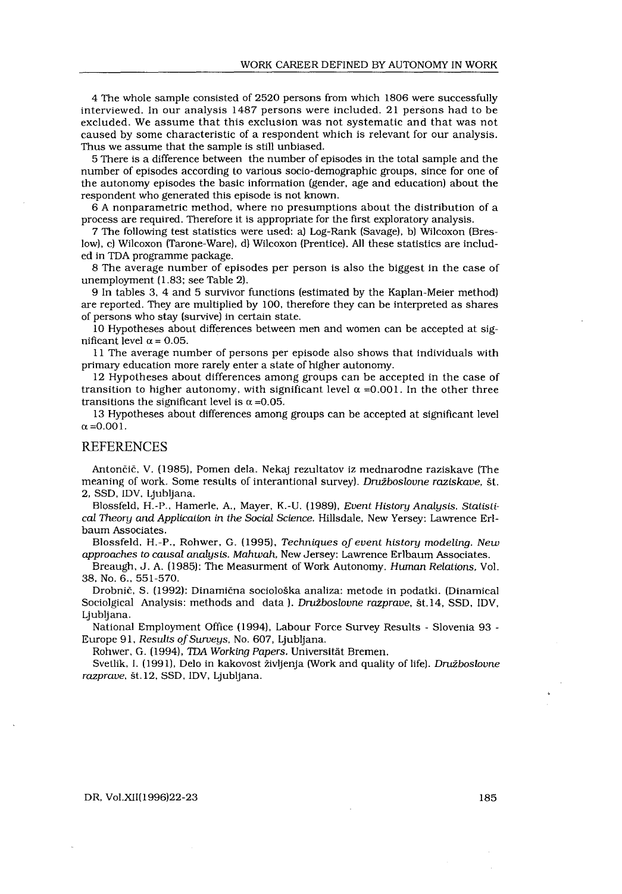4 The whole sample consisted of 2520 persons from which 1806 were successfully interviewed. In our analysis 1487 persons were included. 21 persons had to be excluded. We assume that this exclusion was not systematic and that was not caused by some characteristic of a respondent which is relevant for our analysis. Thus we assume that the sample is still unbiased.

5 There is a difference between the number of episodes in the total sample and the number of episodes according to various socio-demographic groups, since for one of the autonomy episodes the basic information (gender, age and education) about the respondent who generated this episode is not known.

6 A nonparametric method, where no presumptions about the distribution of a process are required. Therefore it is appropriate for the first exploratory analysis.

7 The following test statistics were used: a) Log-Rank (Savage), b) Wilcoxon (Breslow), c) Wilcoxon (Tarone-Ware), d) Wilcoxon (Prentice). All these statistics are included in TDA programme package.

8 The average number of episodes per person is also the biggest in the case of unemployment (1.83; see Table 2).

9 In tables 3, 4 and 5 survivor functions (estimated by the Kaplan-Meier method) are reported. They are multiplied by 100, therefore they can be interpreted as shares of persons who stay (survive) in certain state.

10 Hypotheses about differences between men and women can be accepted at significant level $\alpha = 0.05$.

11 The average number of persons per episode also shows that individuals with primary education more rarely enter a state of higher autonomy.

12 Hypotheses about differences among groups can be accepted in the case of transition to higher autonomy, with significant level $\alpha = 0.001$. In the other three transitions the significant level is $\alpha = 0.05$.

13 Hypotheses about differences among groups can be accepted at significant level $\alpha = 0.001$.

## REFERENCES

Antončič, V. (1985), Pomen dela. Nekaj rezultatov iz mednarodne raziskave (The meaning of work. Some results of interantional survey). *Družboslovne raziskave*, št. 2, SSD, IDV, Ljubljana.

Blossfeld, H.-P., Hamerle, A., Mayer, K.-U. (1989), *Event History Analysis. Statistical Theory and Application in the Social Science.* Hillsdale, New Yersey: Lawrence Erlbaum Associates.

Blossfeld, H.-P., Rohwer, G. (1995), *Techniques of event history modeling. New approaches to causal analysis. Mahwah,* New Jersey: Lawrence Erlbaum Associates.

Breaugh, J. A. (1985): The Measurment of Work Autonomy. *Human Relations*, Vol. 38, No. 6., 551-570.

Drobnič, S. (1992): Dinamična sociološka analiza: metode in podatki. (Dinamical Sociolgical Analysis: methods and data ). *Družboslovne razprave*, št.14, SSD, IDV, Ljubljana.

National Employment Office (1994), Labour Force Survey Results - Slovenia 93 - Europe 91, *Results of Surveys*, No. 607, Ljubljana.

Rohwer, G. (1994), *TDA Working Papers*. Universität Bremen.

Svetlik, I. (1991), Delo in kakovost življenja (Work and quality of life). *Družboslovne razprave*, št.12, SSD, IDV, Ljubljana.